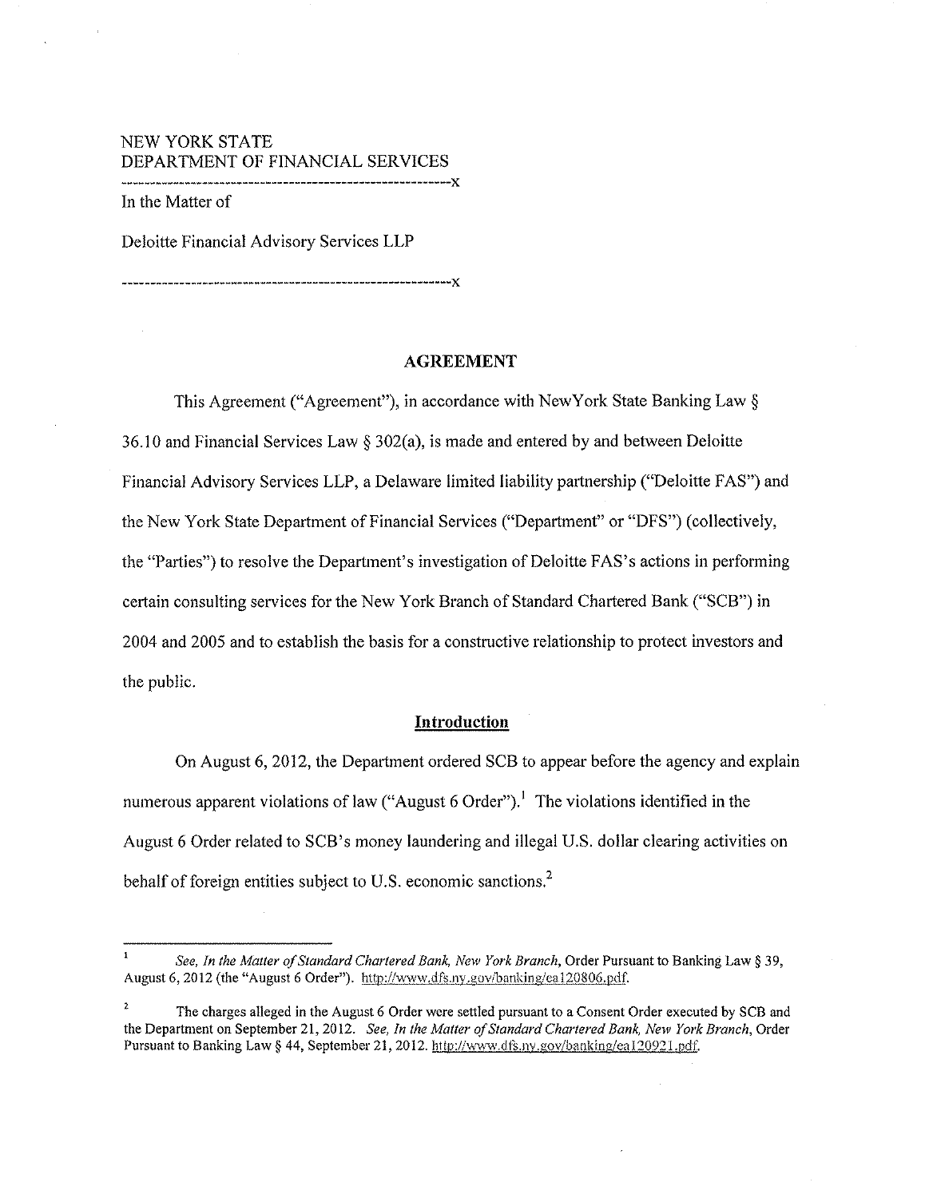NEW YORK STATE
DEPARTMENT OF FINANCIAL SERVICES

In the Matter of

Deloitte Financial Advisory Services LLP

## AGREEMENT

This Agreement ("Agreement"), in accordance with NewYork State Banking Law § 36.10 and Financial Services Law § 302(a), is made and entered by and between Deloitte Financial Advisory Services LLP, a Delaware limited liability partnership ("Deloitte FAS") and the New York State Department of Financial Services ("Department" or "DFS") (collectively, the "Parties") to resolve the Department's investigation of Deloitte FAS's actions in performing certain consulting services for the New York Branch of Standard Chartered Bank ("SCB") in 2004 and 2005 and to establish the basis for a constructive relationship to protect investors and the public.

### Introduction

On August 6, 2012, the Department ordered SCB to appear before the agency and explain numerous apparent violations of law ("August 6 Order").[1] The violations identified in the August 6 Order related to SCB's money laundering and illegal U.S. dollar clearing activities on behalf of foreign entities subject to U.S. economic sanctions.[2]

---

[1] *See, In the Matter of Standard Chartered Bank, New York Branch*, Order Pursuant to Banking Law § 39, August 6, 2012 (the "August 6 Order"). http://www.dfs.ny.gov/banking/ea120806.pdf.

[2] The charges alleged in the August 6 Order were settled pursuant to a Consent Order executed by SCB and the Department on September 21, 2012. *See, In the Matter of Standard Chartered Bank, New York Branch*, Order Pursuant to Banking Law § 44, September 21, 2012. http://www.dfs.ny.gov/banking/ea120921.pdf.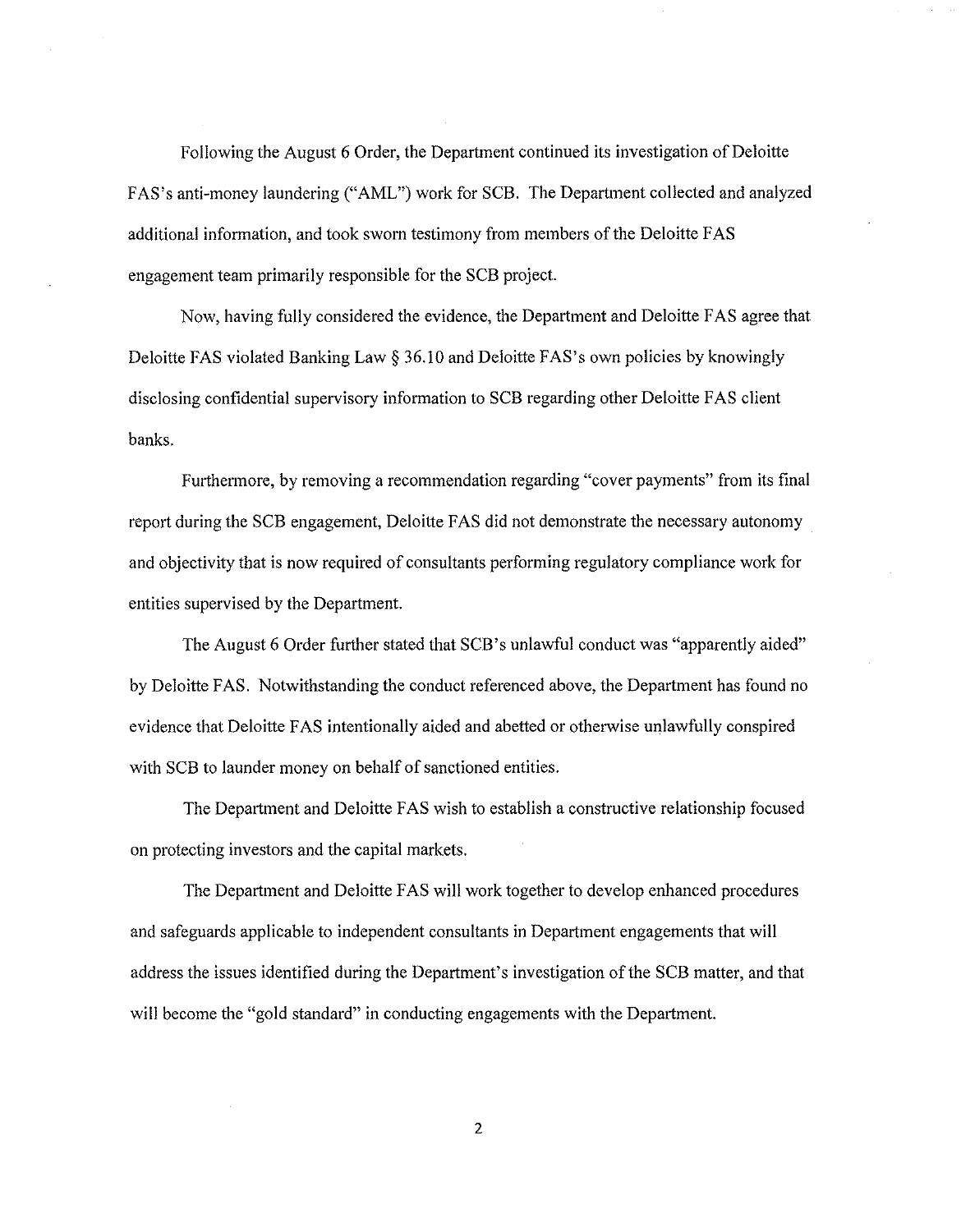Following the August 6 Order, the Department continued its investigation of Deloitte FAS's anti-money laundering ("AML") work for SCB. The Department collected and analyzed additional information, and took sworn testimony from members of the Deloitte FAS engagement team primarily responsible for the SCB project.

Now, having fully considered the evidence, the Department and Deloitte FAS agree that Deloitte FAS violated Banking Law § 36.10 and Deloitte FAS's own policies by knowingly disclosing confidential supervisory information to SCB regarding other Deloitte FAS client banks.

Furthermore, by removing a recommendation regarding "cover payments" from its final report during the SCB engagement, Deloitte FAS did not demonstrate the necessary autonomy and objectivity that is now required of consultants performing regulatory compliance work for entities supervised by the Department.

The August 6 Order further stated that SCB's unlawful conduct was "apparently aided" by Deloitte FAS. Notwithstanding the conduct referenced above, the Department has found no evidence that Deloitte FAS intentionally aided and abetted or otherwise unlawfully conspired with SCB to launder money on behalf of sanctioned entities.

The Department and Deloitte FAS wish to establish a constructive relationship focused on protecting investors and the capital markets.

The Department and Deloitte FAS will work together to develop enhanced procedures and safeguards applicable to independent consultants in Department engagements that will address the issues identified during the Department's investigation of the SCB matter, and that will become the "gold standard" in conducting engagements with the Department.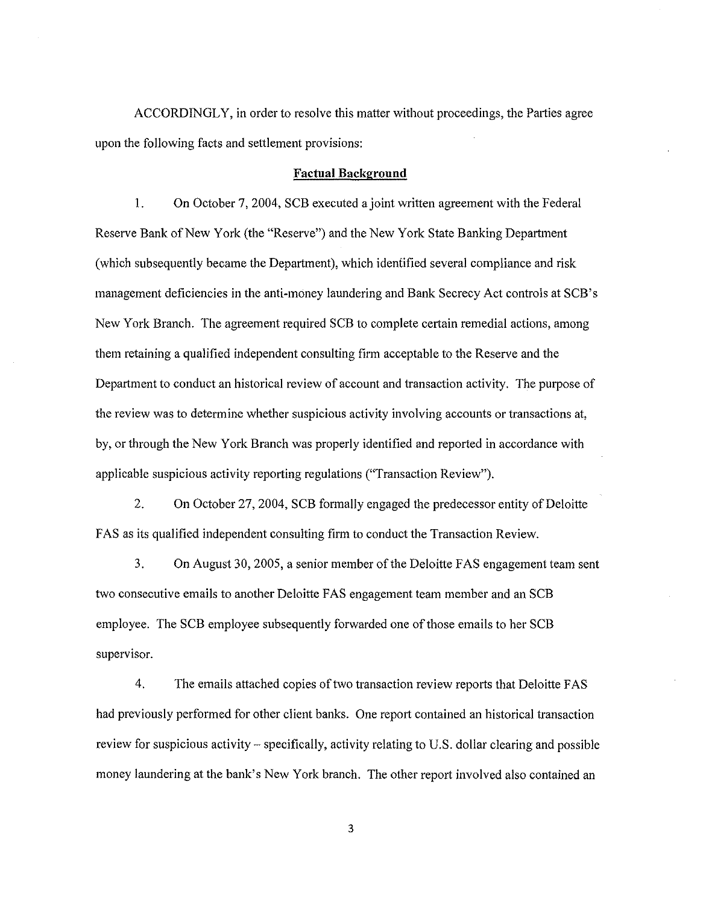ACCORDINGLY, in order to resolve this matter without proceedings, the Parties agree upon the following facts and settlement provisions:

## Factual Background

1. On October 7, 2004, SCB executed a joint written agreement with the Federal Reserve Bank of New York (the "Reserve") and the New York State Banking Department (which subsequently became the Department), which identified several compliance and risk management deficiencies in the anti-money laundering and Bank Secrecy Act controls at SCB's New York Branch. The agreement required SCB to complete certain remedial actions, among them retaining a qualified independent consulting firm acceptable to the Reserve and the Department to conduct an historical review of account and transaction activity. The purpose of the review was to determine whether suspicious activity involving accounts or transactions at, by, or through the New York Branch was properly identified and reported in accordance with applicable suspicious activity reporting regulations ("Transaction Review").

2. On October 27, 2004, SCB formally engaged the predecessor entity of Deloitte FAS as its qualified independent consulting firm to conduct the Transaction Review.

3. On August 30, 2005, a senior member of the Deloitte FAS engagement team sent two consecutive emails to another Deloitte FAS engagement team member and an SCB employee. The SCB employee subsequently forwarded one of those emails to her SCB supervisor.

4. The emails attached copies of two transaction review reports that Deloitte FAS had previously performed for other client banks. One report contained an historical transaction review for suspicious activity – specifically, activity relating to U.S. dollar clearing and possible money laundering at the bank's New York branch. The other report involved also contained an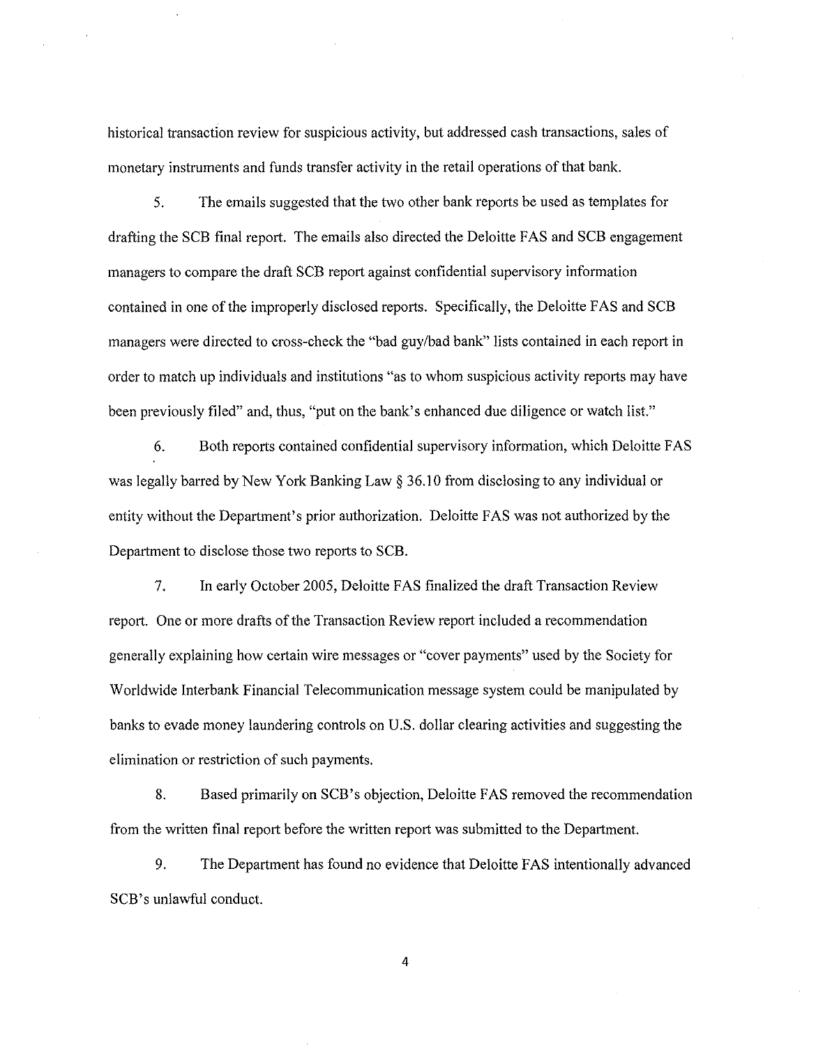historical transaction review for suspicious activity, but addressed cash transactions, sales of monetary instruments and funds transfer activity in the retail operations of that bank.

5. The emails suggested that the two other bank reports be used as templates for drafting the SCB final report. The emails also directed the Deloitte FAS and SCB engagement managers to compare the draft SCB report against confidential supervisory information contained in one of the improperly disclosed reports. Specifically, the Deloitte FAS and SCB managers were directed to cross-check the "bad guy/bad bank" lists contained in each report in order to match up individuals and institutions "as to whom suspicious activity reports may have been previously filed" and, thus, "put on the bank's enhanced due diligence or watch list."

6. Both reports contained confidential supervisory information, which Deloitte FAS was legally barred by New York Banking Law § 36.10 from disclosing to any individual or entity without the Department's prior authorization. Deloitte FAS was not authorized by the Department to disclose those two reports to SCB.

7. In early October 2005, Deloitte FAS finalized the draft Transaction Review report. One or more drafts of the Transaction Review report included a recommendation generally explaining how certain wire messages or "cover payments" used by the Society for Worldwide Interbank Financial Telecommunication message system could be manipulated by banks to evade money laundering controls on U.S. dollar clearing activities and suggesting the elimination or restriction of such payments.

8. Based primarily on SCB's objection, Deloitte FAS removed the recommendation from the written final report before the written report was submitted to the Department.

9. The Department has found no evidence that Deloitte FAS intentionally advanced SCB's unlawful conduct.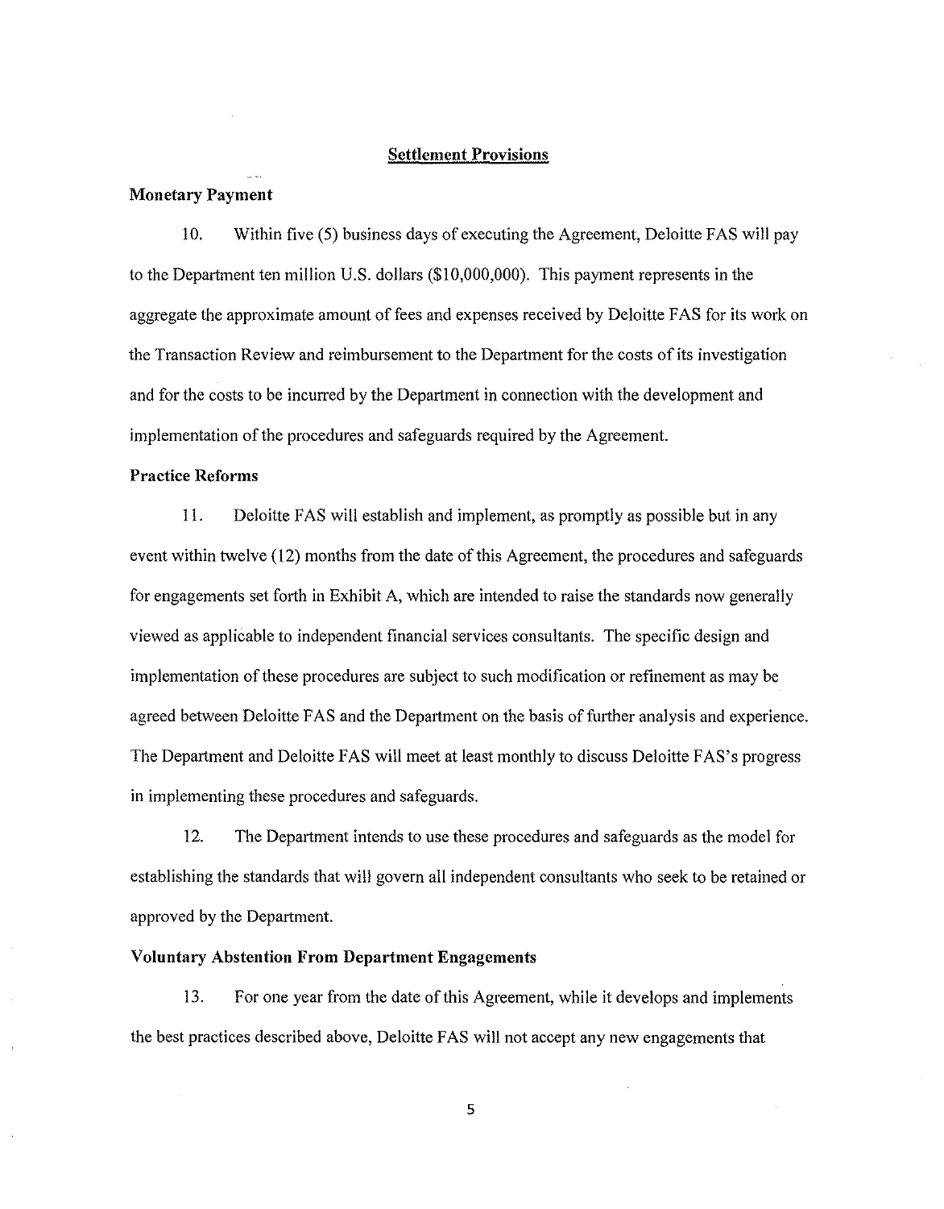## Settlement Provisions

**Monetary Payment**

10. Within five (5) business days of executing the Agreement, Deloitte FAS will pay to the Department ten million U.S. dollars ($10,000,000). This payment represents in the aggregate the approximate amount of fees and expenses received by Deloitte FAS for its work on the Transaction Review and reimbursement to the Department for the costs of its investigation and for the costs to be incurred by the Department in connection with the development and implementation of the procedures and safeguards required by the Agreement.

**Practice Reforms**

11. Deloitte FAS will establish and implement, as promptly as possible but in any event within twelve (12) months from the date of this Agreement, the procedures and safeguards for engagements set forth in Exhibit A, which are intended to raise the standards now generally viewed as applicable to independent financial services consultants. The specific design and implementation of these procedures are subject to such modification or refinement as may be agreed between Deloitte FAS and the Department on the basis of further analysis and experience. The Department and Deloitte FAS will meet at least monthly to discuss Deloitte FAS's progress in implementing these procedures and safeguards.

12. The Department intends to use these procedures and safeguards as the model for establishing the standards that will govern all independent consultants who seek to be retained or approved by the Department.

**Voluntary Abstention From Department Engagements**

13. For one year from the date of this Agreement, while it develops and implements the best practices described above, Deloitte FAS will not accept any new engagements that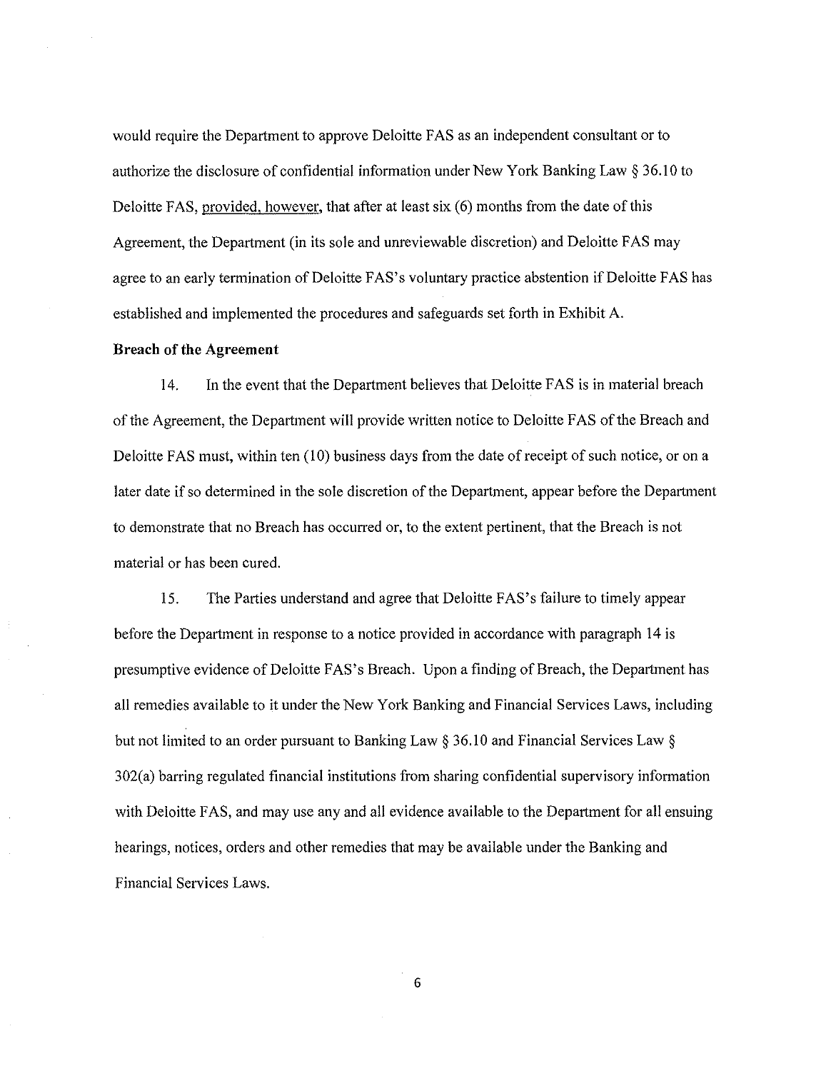would require the Department to approve Deloitte FAS as an independent consultant or to authorize the disclosure of confidential information under New York Banking Law § 36.10 to Deloitte FAS, provided, however, that after at least six (6) months from the date of this Agreement, the Department (in its sole and unreviewable discretion) and Deloitte FAS may agree to an early termination of Deloitte FAS's voluntary practice abstention if Deloitte FAS has established and implemented the procedures and safeguards set forth in Exhibit A.

**Breach of the Agreement**

14. In the event that the Department believes that Deloitte FAS is in material breach of the Agreement, the Department will provide written notice to Deloitte FAS of the Breach and Deloitte FAS must, within ten (10) business days from the date of receipt of such notice, or on a later date if so determined in the sole discretion of the Department, appear before the Department to demonstrate that no Breach has occurred or, to the extent pertinent, that the Breach is not material or has been cured.

15. The Parties understand and agree that Deloitte FAS's failure to timely appear before the Department in response to a notice provided in accordance with paragraph 14 is presumptive evidence of Deloitte FAS's Breach. Upon a finding of Breach, the Department has all remedies available to it under the New York Banking and Financial Services Laws, including but not limited to an order pursuant to Banking Law § 36.10 and Financial Services Law § 302(a) barring regulated financial institutions from sharing confidential supervisory information with Deloitte FAS, and may use any and all evidence available to the Department for all ensuing hearings, notices, orders and other remedies that may be available under the Banking and Financial Services Laws.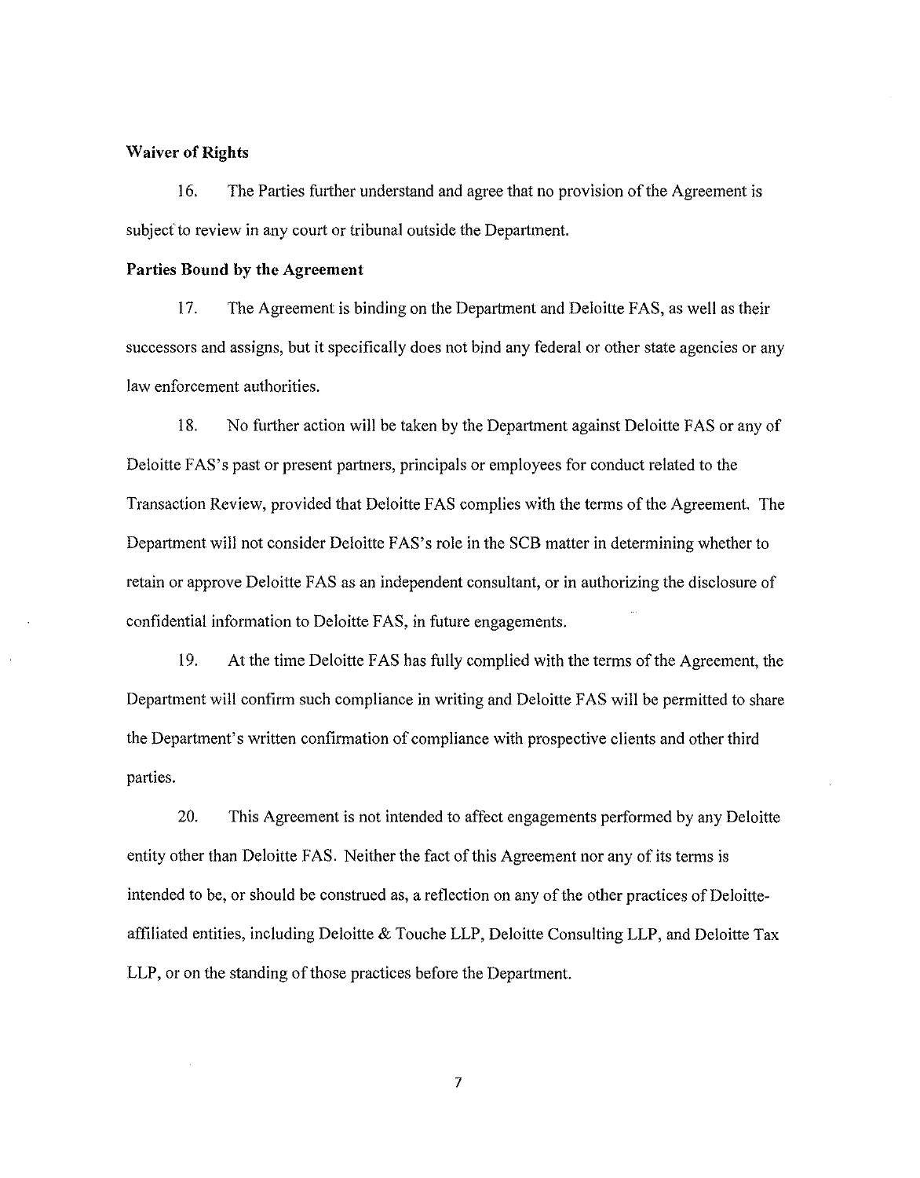**Waiver of Rights**

16. The Parties further understand and agree that no provision of the Agreement is subject to review in any court or tribunal outside the Department.

**Parties Bound by the Agreement**

17. The Agreement is binding on the Department and Deloitte FAS, as well as their successors and assigns, but it specifically does not bind any federal or other state agencies or any law enforcement authorities.

18. No further action will be taken by the Department against Deloitte FAS or any of Deloitte FAS's past or present partners, principals or employees for conduct related to the Transaction Review, provided that Deloitte FAS complies with the terms of the Agreement. The Department will not consider Deloitte FAS's role in the SCB matter in determining whether to retain or approve Deloitte FAS as an independent consultant, or in authorizing the disclosure of confidential information to Deloitte FAS, in future engagements.

19. At the time Deloitte FAS has fully complied with the terms of the Agreement, the Department will confirm such compliance in writing and Deloitte FAS will be permitted to share the Department's written confirmation of compliance with prospective clients and other third parties.

20. This Agreement is not intended to affect engagements performed by any Deloitte entity other than Deloitte FAS. Neither the fact of this Agreement nor any of its terms is intended to be, or should be construed as, a reflection on any of the other practices of Deloitte-affiliated entities, including Deloitte & Touche LLP, Deloitte Consulting LLP, and Deloitte Tax LLP, or on the standing of those practices before the Department.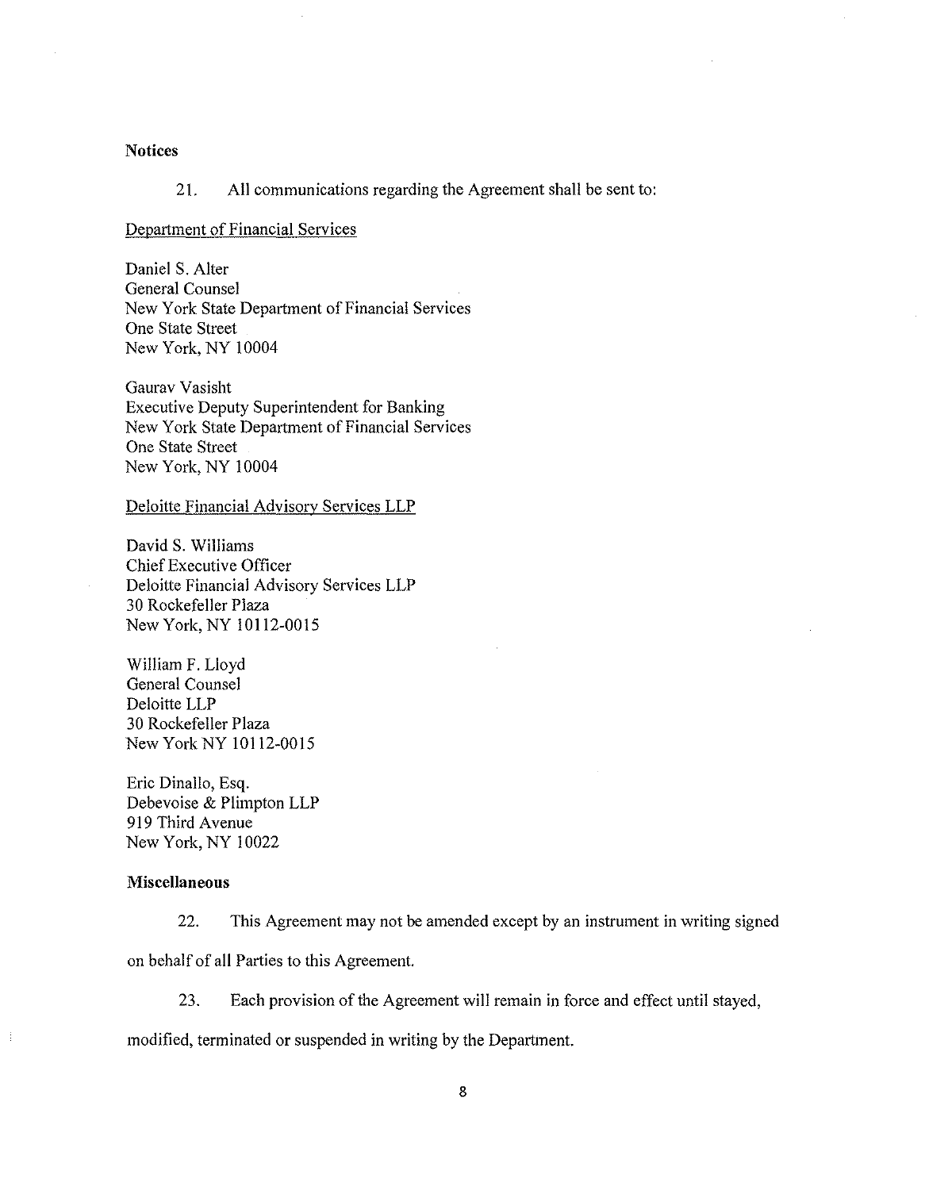**Notices**

21. All communications regarding the Agreement shall be sent to:

Department of Financial Services

Daniel S. Alter
General Counsel
New York State Department of Financial Services
One State Street
New York, NY 10004

Gaurav Vasisht
Executive Deputy Superintendent for Banking
New York State Department of Financial Services
One State Street
New York, NY 10004

Deloitte Financial Advisory Services LLP

David S. Williams
Chief Executive Officer
Deloitte Financial Advisory Services LLP
30 Rockefeller Plaza
New York, NY 10112-0015

William F. Lloyd
General Counsel
Deloitte LLP
30 Rockefeller Plaza
New York NY 10112-0015

Eric Dinallo, Esq.
Debevoise & Plimpton LLP
919 Third Avenue
New York, NY 10022

**Miscellaneous**

22. This Agreement may not be amended except by an instrument in writing signed on behalf of all Parties to this Agreement.

23. Each provision of the Agreement will remain in force and effect until stayed, modified, terminated or suspended in writing by the Department.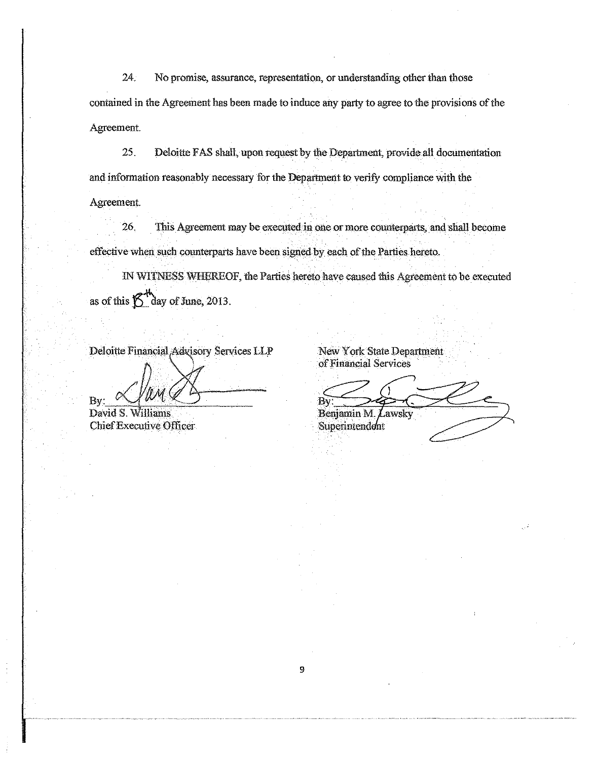24. No promise, assurance, representation, or understanding other than those contained in the Agreement has been made to induce any party to agree to the provisions of the Agreement.

25. Deloitte FAS shall, upon request by the Department, provide all documentation and information reasonably necessary for the Department to verify compliance with the Agreement.

26. This Agreement may be executed in one or more counterparts, and shall become effective when such counterparts have been signed by each of the Parties hereto.

IN WITNESS WHEREOF, the Parties hereto have caused this Agreement to be executed as of this 18th day of June, 2013.

Deloitte Financial Advisory Services LLP

By: ______________________
David S. Williams
Chief Executive Officer

New York State Department of Financial Services

By: ______________________
Benjamin M. Lawsky
Superintendent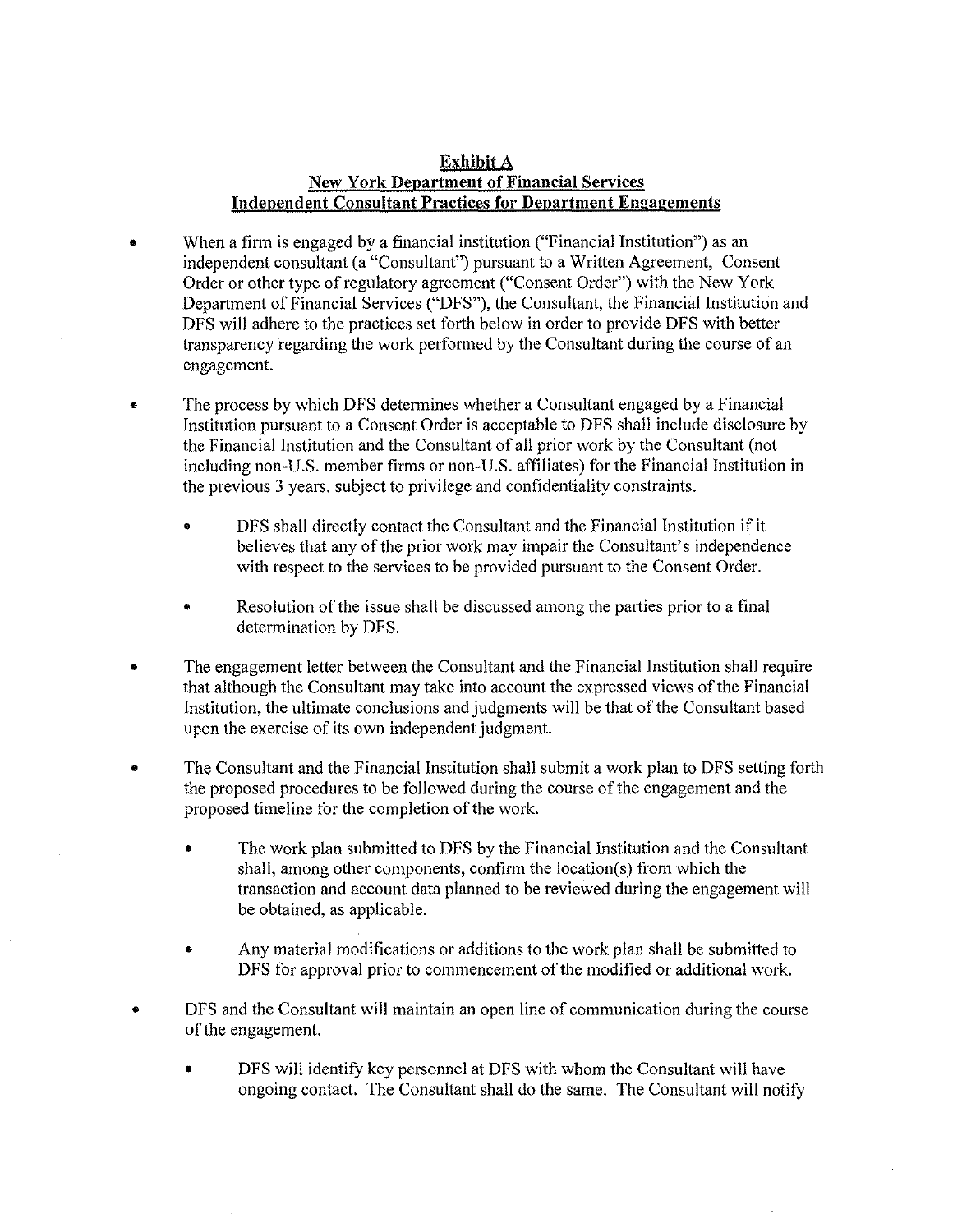**Exhibit A**
**New York Department of Financial Services**
**Independent Consultant Practices for Department Engagements**

- When a firm is engaged by a financial institution ("Financial Institution") as an independent consultant (a "Consultant") pursuant to a Written Agreement, Consent Order or other type of regulatory agreement ("Consent Order") with the New York Department of Financial Services ("DFS"), the Consultant, the Financial Institution and DFS will adhere to the practices set forth below in order to provide DFS with better transparency regarding the work performed by the Consultant during the course of an engagement.

- The process by which DFS determines whether a Consultant engaged by a Financial Institution pursuant to a Consent Order is acceptable to DFS shall include disclosure by the Financial Institution and the Consultant of all prior work by the Consultant (not including non-U.S. member firms or non-U.S. affiliates) for the Financial Institution in the previous 3 years, subject to privilege and confidentiality constraints.

    - DFS shall directly contact the Consultant and the Financial Institution if it believes that any of the prior work may impair the Consultant's independence with respect to the services to be provided pursuant to the Consent Order.

    - Resolution of the issue shall be discussed among the parties prior to a final determination by DFS.

- The engagement letter between the Consultant and the Financial Institution shall require that although the Consultant may take into account the expressed views of the Financial Institution, the ultimate conclusions and judgments will be that of the Consultant based upon the exercise of its own independent judgment.

- The Consultant and the Financial Institution shall submit a work plan to DFS setting forth the proposed procedures to be followed during the course of the engagement and the proposed timeline for the completion of the work.

    - The work plan submitted to DFS by the Financial Institution and the Consultant shall, among other components, confirm the location(s) from which the transaction and account data planned to be reviewed during the engagement will be obtained, as applicable.

    - Any material modifications or additions to the work plan shall be submitted to DFS for approval prior to commencement of the modified or additional work.

- DFS and the Consultant will maintain an open line of communication during the course of the engagement.

    - DFS will identify key personnel at DFS with whom the Consultant will have ongoing contact. The Consultant shall do the same. The Consultant will notify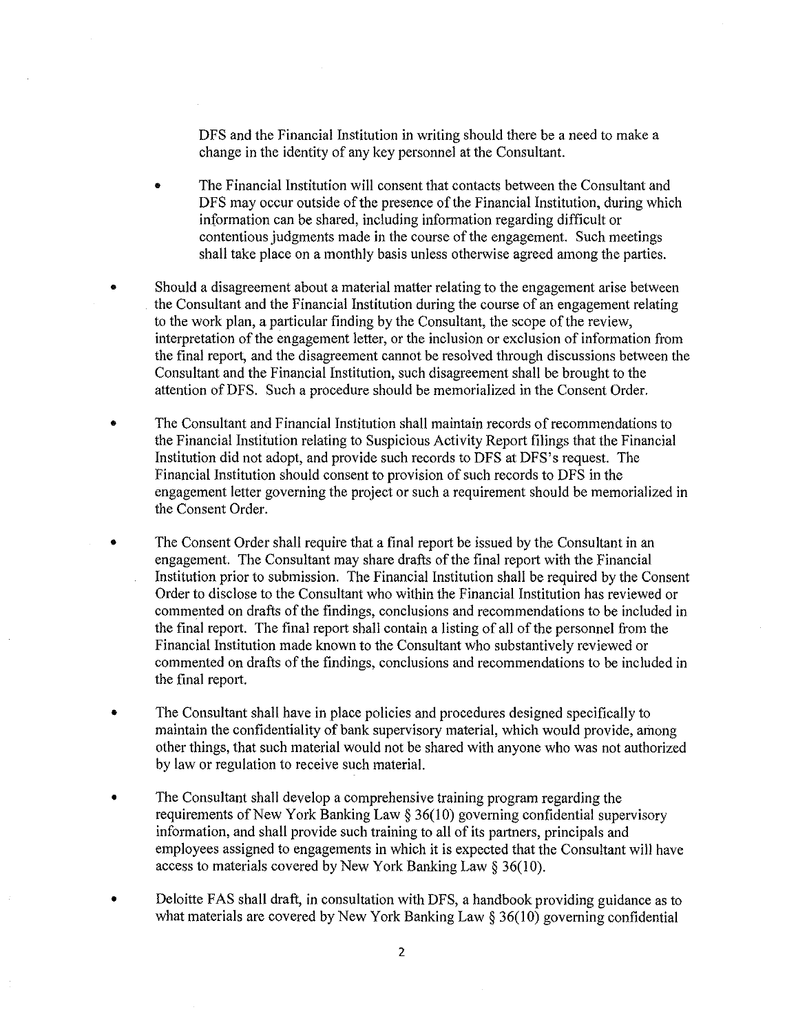DFS and the Financial Institution in writing should there be a need to make a change in the identity of any key personnel at the Consultant.

- The Financial Institution will consent that contacts between the Consultant and DFS may occur outside of the presence of the Financial Institution, during which information can be shared, including information regarding difficult or contentious judgments made in the course of the engagement. Such meetings shall take place on a monthly basis unless otherwise agreed among the parties.

- Should a disagreement about a material matter relating to the engagement arise between the Consultant and the Financial Institution during the course of an engagement relating to the work plan, a particular finding by the Consultant, the scope of the review, interpretation of the engagement letter, or the inclusion or exclusion of information from the final report, and the disagreement cannot be resolved through discussions between the Consultant and the Financial Institution, such disagreement shall be brought to the attention of DFS. Such a procedure should be memorialized in the Consent Order.

- The Consultant and Financial Institution shall maintain records of recommendations to the Financial Institution relating to Suspicious Activity Report filings that the Financial Institution did not adopt, and provide such records to DFS at DFS's request. The Financial Institution should consent to provision of such records to DFS in the engagement letter governing the project or such a requirement should be memorialized in the Consent Order.

- The Consent Order shall require that a final report be issued by the Consultant in an engagement. The Consultant may share drafts of the final report with the Financial Institution prior to submission. The Financial Institution shall be required by the Consent Order to disclose to the Consultant who within the Financial Institution has reviewed or commented on drafts of the findings, conclusions and recommendations to be included in the final report. The final report shall contain a listing of all of the personnel from the Financial Institution made known to the Consultant who substantively reviewed or commented on drafts of the findings, conclusions and recommendations to be included in the final report.

- The Consultant shall have in place policies and procedures designed specifically to maintain the confidentiality of bank supervisory material, which would provide, among other things, that such material would not be shared with anyone who was not authorized by law or regulation to receive such material.

- The Consultant shall develop a comprehensive training program regarding the requirements of New York Banking Law § 36(10) governing confidential supervisory information, and shall provide such training to all of its partners, principals and employees assigned to engagements in which it is expected that the Consultant will have access to materials covered by New York Banking Law § 36(10).

- Deloitte FAS shall draft, in consultation with DFS, a handbook providing guidance as to what materials are covered by New York Banking Law § 36(10) governing confidential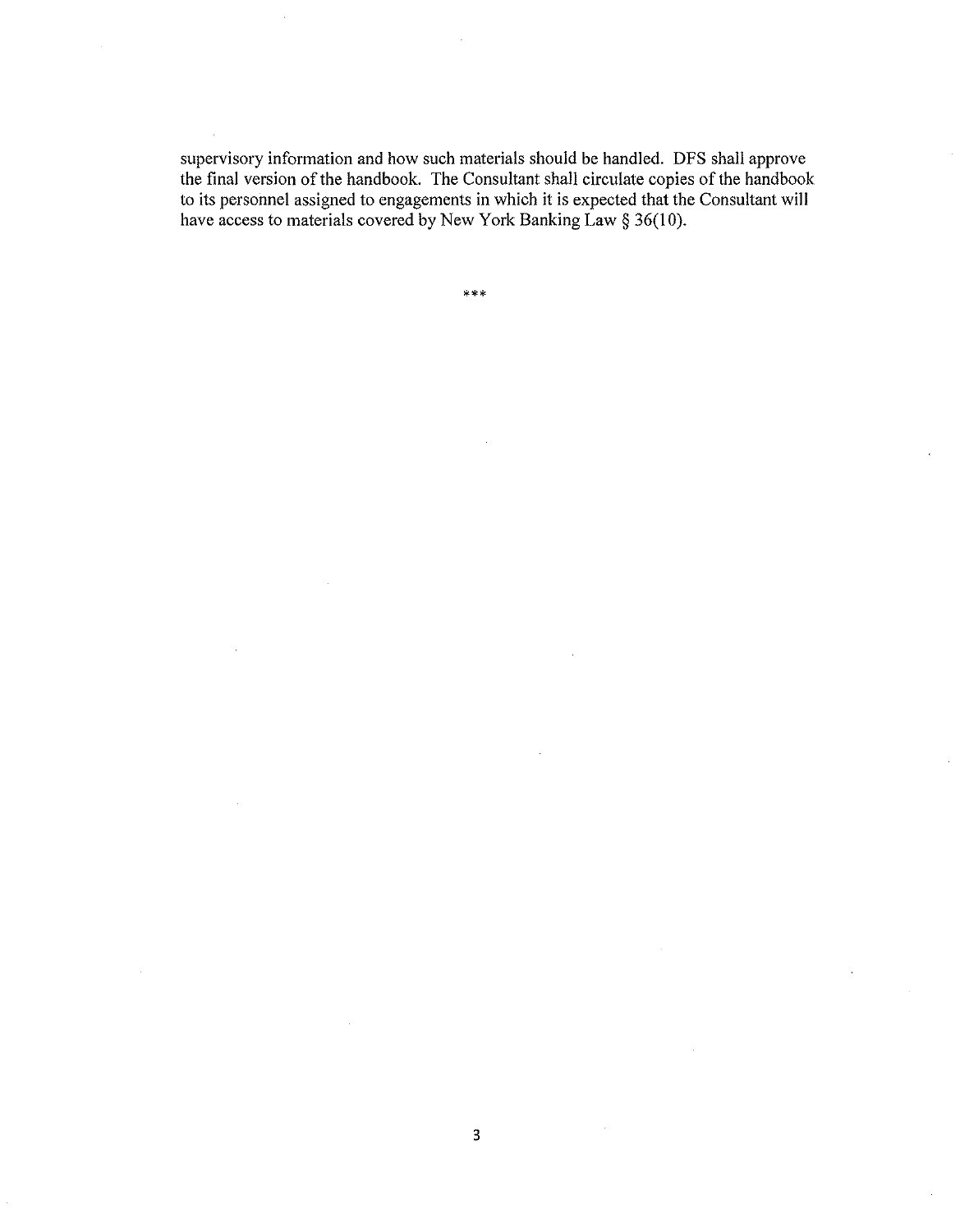supervisory information and how such materials should be handled. DFS shall approve the final version of the handbook. The Consultant shall circulate copies of the handbook to its personnel assigned to engagements in which it is expected that the Consultant will have access to materials covered by New York Banking Law § 36(10).

***